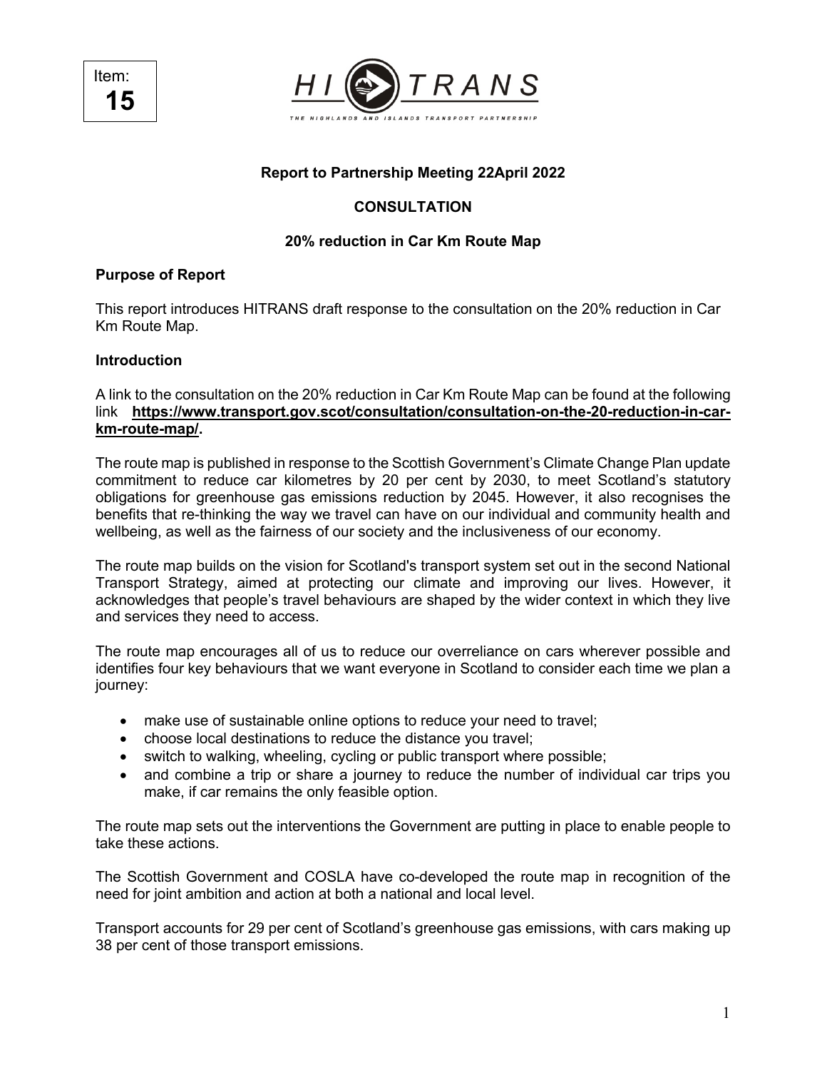Item:
**15**

**Report to Partnership Meeting 22April 2022**

**CONSULTATION**

**20% reduction in Car Km Route Map**

**Purpose of Report**

This report introduces HITRANS draft response to the consultation on the 20% reduction in Car Km Route Map.

**Introduction**

A link to the consultation on the 20% reduction in Car Km Route Map can be found at the following link **https://www.transport.gov.scot/consultation/consultation-on-the-20-reduction-in-car-km-route-map/.**

The route map is published in response to the Scottish Government's Climate Change Plan update commitment to reduce car kilometres by 20 per cent by 2030, to meet Scotland's statutory obligations for greenhouse gas emissions reduction by 2045. However, it also recognises the benefits that re-thinking the way we travel can have on our individual and community health and wellbeing, as well as the fairness of our society and the inclusiveness of our economy.

The route map builds on the vision for Scotland's transport system set out in the second National Transport Strategy, aimed at protecting our climate and improving our lives. However, it acknowledges that people's travel behaviours are shaped by the wider context in which they live and services they need to access.

The route map encourages all of us to reduce our overreliance on cars wherever possible and identifies four key behaviours that we want everyone in Scotland to consider each time we plan a journey:

- make use of sustainable online options to reduce your need to travel;
- choose local destinations to reduce the distance you travel;
- switch to walking, wheeling, cycling or public transport where possible;
- and combine a trip or share a journey to reduce the number of individual car trips you make, if car remains the only feasible option.

The route map sets out the interventions the Government are putting in place to enable people to take these actions.

The Scottish Government and COSLA have co-developed the route map in recognition of the need for joint ambition and action at both a national and local level.

Transport accounts for 29 per cent of Scotland's greenhouse gas emissions, with cars making up 38 per cent of those transport emissions.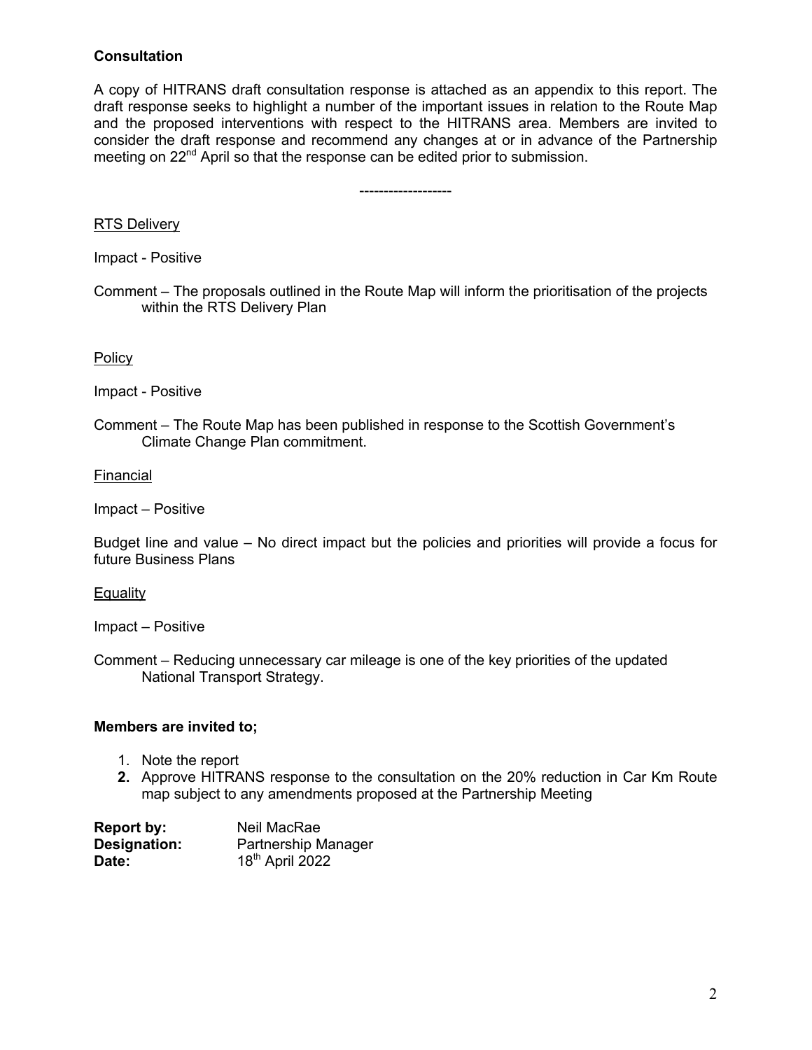**Consultation**

A copy of HITRANS draft consultation response is attached as an appendix to this report. The draft response seeks to highlight a number of the important issues in relation to the Route Map and the proposed interventions with respect to the HITRANS area. Members are invited to consider the draft response and recommend any changes at or in advance of the Partnership meeting on 22nd April so that the response can be edited prior to submission.

-------------------

RTS Delivery

Impact - Positive

Comment – The proposals outlined in the Route Map will inform the prioritisation of the projects within the RTS Delivery Plan

Policy

Impact - Positive

Comment – The Route Map has been published in response to the Scottish Government's Climate Change Plan commitment.

Financial

Impact – Positive

Budget line and value – No direct impact but the policies and priorities will provide a focus for future Business Plans

Equality

Impact – Positive

Comment – Reducing unnecessary car mileage is one of the key priorities of the updated National Transport Strategy.

**Members are invited to;**

1. Note the report
2. Approve HITRANS response to the consultation on the 20% reduction in Car Km Route map subject to any amendments proposed at the Partnership Meeting

**Report by:** Neil MacRae
**Designation:** Partnership Manager
**Date:** 18th April 2022